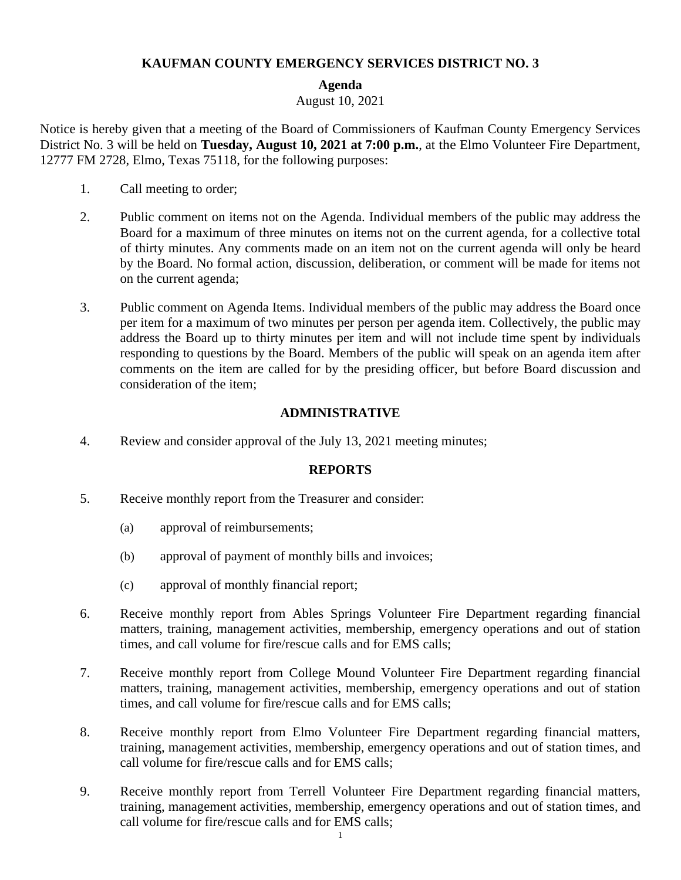# KAUFMAN COUNTY EMERGENCY SERVICES DISTRICT NO. 3

**Agenda**

August 10, 2021

Notice is hereby given that a meeting of the Board of Commissioners of Kaufman County Emergency Services District No. 3 will be held on **Tuesday, August 10, 2021 at 7:00 p.m.**, at the Elmo Volunteer Fire Department, 12777 FM 2728, Elmo, Texas 75118, for the following purposes:

1. Call meeting to order;

2. Public comment on items not on the Agenda. Individual members of the public may address the Board for a maximum of three minutes on items not on the current agenda, for a collective total of thirty minutes. Any comments made on an item not on the current agenda will only be heard by the Board. No formal action, discussion, deliberation, or comment will be made for items not on the current agenda;

3. Public comment on Agenda Items. Individual members of the public may address the Board once per item for a maximum of two minutes per person per agenda item. Collectively, the public may address the Board up to thirty minutes per item and will not include time spent by individuals responding to questions by the Board. Members of the public will speak on an agenda item after comments on the item are called for by the presiding officer, but before Board discussion and consideration of the item;

## ADMINISTRATIVE

4. Review and consider approval of the July 13, 2021 meeting minutes;

## REPORTS

5. Receive monthly report from the Treasurer and consider:

   (a) approval of reimbursements;

   (b) approval of payment of monthly bills and invoices;

   (c) approval of monthly financial report;

6. Receive monthly report from Ables Springs Volunteer Fire Department regarding financial matters, training, management activities, membership, emergency operations and out of station times, and call volume for fire/rescue calls and for EMS calls;

7. Receive monthly report from College Mound Volunteer Fire Department regarding financial matters, training, management activities, membership, emergency operations and out of station times, and call volume for fire/rescue calls and for EMS calls;

8. Receive monthly report from Elmo Volunteer Fire Department regarding financial matters, training, management activities, membership, emergency operations and out of station times, and call volume for fire/rescue calls and for EMS calls;

9. Receive monthly report from Terrell Volunteer Fire Department regarding financial matters, training, management activities, membership, emergency operations and out of station times, and call volume for fire/rescue calls and for EMS calls;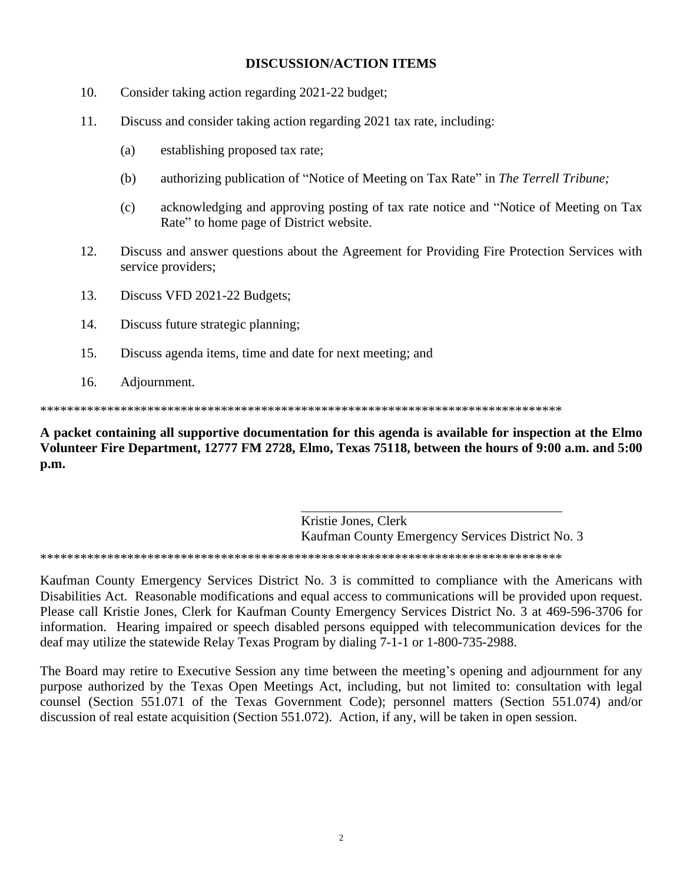## DISCUSSION/ACTION ITEMS

10. Consider taking action regarding 2021-22 budget;

11. Discuss and consider taking action regarding 2021 tax rate, including:

    (a) establishing proposed tax rate;

    (b) authorizing publication of "Notice of Meeting on Tax Rate" in *The Terrell Tribune;*

    (c) acknowledging and approving posting of tax rate notice and "Notice of Meeting on Tax Rate" to home page of District website.

12. Discuss and answer questions about the Agreement for Providing Fire Protection Services with service providers;

13. Discuss VFD 2021-22 Budgets;

14. Discuss future strategic planning;

15. Discuss agenda items, time and date for next meeting; and

16. Adjournment.

********************************************************************************

**A packet containing all supportive documentation for this agenda is available for inspection at the Elmo Volunteer Fire Department, 12777 FM 2728, Elmo, Texas 75118, between the hours of 9:00 a.m. and 5:00 p.m.**

\_\_\_\_\_\_\_\_\_\_\_\_\_\_\_\_\_\_\_\_\_\_\_\_\_\_\_\_\_\_\_\_\_\_\_\_\_\_\_\_

Kristie Jones, Clerk
Kaufman County Emergency Services District No. 3

********************************************************************************

Kaufman County Emergency Services District No. 3 is committed to compliance with the Americans with Disabilities Act. Reasonable modifications and equal access to communications will be provided upon request. Please call Kristie Jones, Clerk for Kaufman County Emergency Services District No. 3 at 469-596-3706 for information. Hearing impaired or speech disabled persons equipped with telecommunication devices for the deaf may utilize the statewide Relay Texas Program by dialing 7-1-1 or 1-800-735-2988.

The Board may retire to Executive Session any time between the meeting's opening and adjournment for any purpose authorized by the Texas Open Meetings Act, including, but not limited to: consultation with legal counsel (Section 551.071 of the Texas Government Code); personnel matters (Section 551.074) and/or discussion of real estate acquisition (Section 551.072). Action, if any, will be taken in open session.